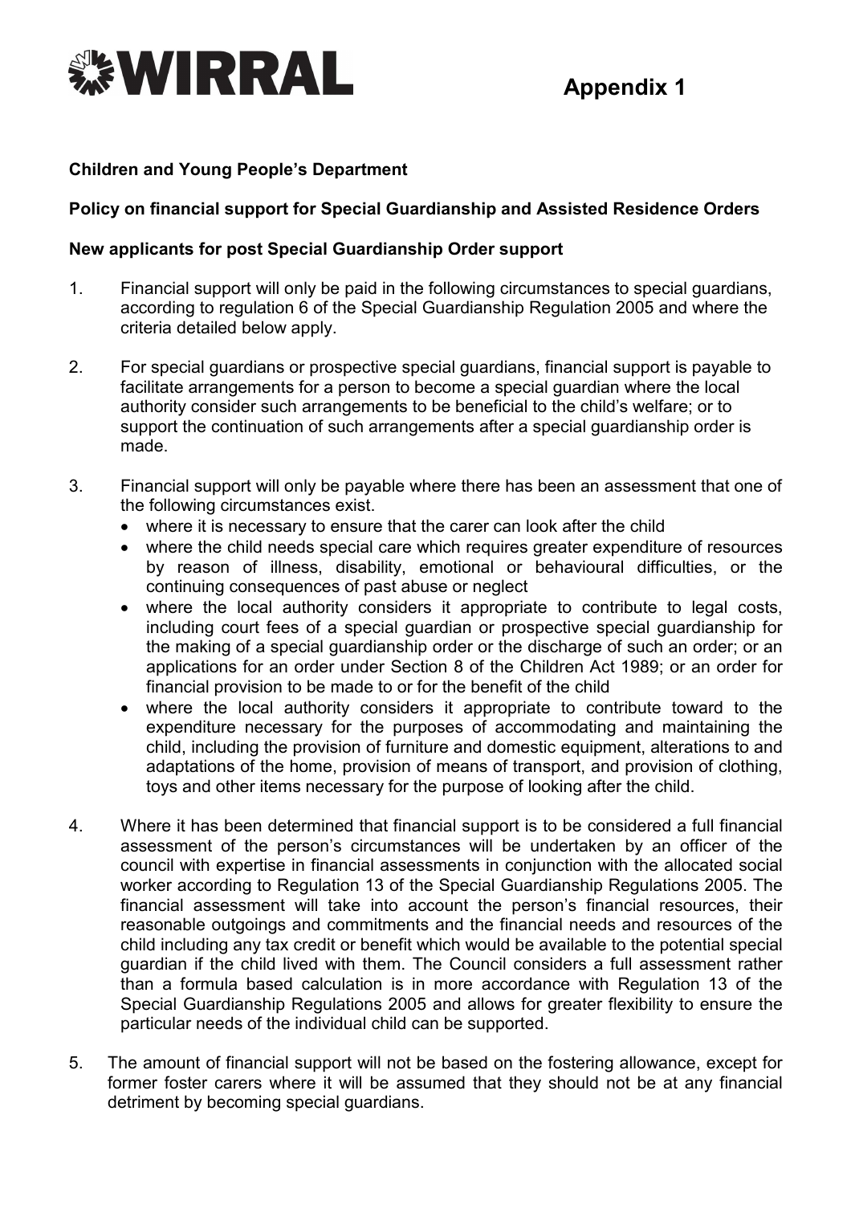WIRRAL

# Appendix 1

**Children and Young People's Department**

**Policy on financial support for Special Guardianship and Assisted Residence Orders**

**New applicants for post Special Guardianship Order support**

1. Financial support will only be paid in the following circumstances to special guardians, according to regulation 6 of the Special Guardianship Regulation 2005 and where the criteria detailed below apply.

2. For special guardians or prospective special guardians, financial support is payable to facilitate arrangements for a person to become a special guardian where the local authority consider such arrangements to be beneficial to the child's welfare; or to support the continuation of such arrangements after a special guardianship order is made.

3. Financial support will only be payable where there has been an assessment that one of the following circumstances exist.
   - where it is necessary to ensure that the carer can look after the child
   - where the child needs special care which requires greater expenditure of resources by reason of illness, disability, emotional or behavioural difficulties, or the continuing consequences of past abuse or neglect
   - where the local authority considers it appropriate to contribute to legal costs, including court fees of a special guardian or prospective special guardianship for the making of a special guardianship order or the discharge of such an order; or an applications for an order under Section 8 of the Children Act 1989; or an order for financial provision to be made to or for the benefit of the child
   - where the local authority considers it appropriate to contribute toward to the expenditure necessary for the purposes of accommodating and maintaining the child, including the provision of furniture and domestic equipment, alterations to and adaptations of the home, provision of means of transport, and provision of clothing, toys and other items necessary for the purpose of looking after the child.

4. Where it has been determined that financial support is to be considered a full financial assessment of the person's circumstances will be undertaken by an officer of the council with expertise in financial assessments in conjunction with the allocated social worker according to Regulation 13 of the Special Guardianship Regulations 2005. The financial assessment will take into account the person's financial resources, their reasonable outgoings and commitments and the financial needs and resources of the child including any tax credit or benefit which would be available to the potential special guardian if the child lived with them. The Council considers a full assessment rather than a formula based calculation is in more accordance with Regulation 13 of the Special Guardianship Regulations 2005 and allows for greater flexibility to ensure the particular needs of the individual child can be supported.

5. The amount of financial support will not be based on the fostering allowance, except for former foster carers where it will be assumed that they should not be at any financial detriment by becoming special guardians.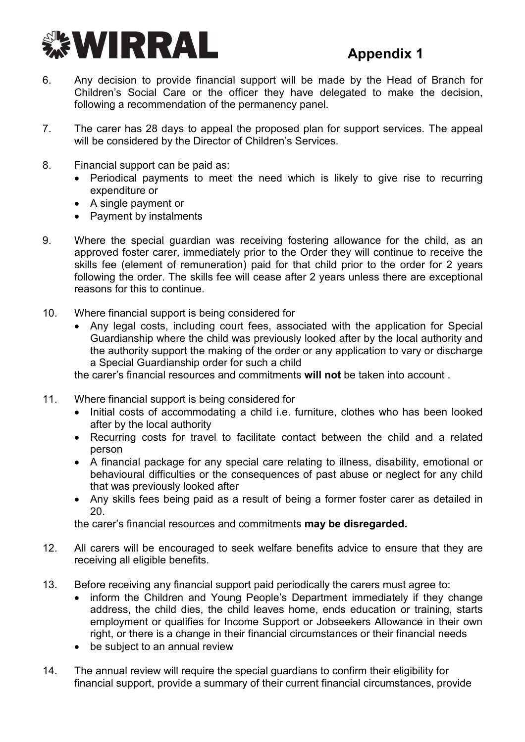# Appendix 1

6. Any decision to provide financial support will be made by the Head of Branch for Children's Social Care or the officer they have delegated to make the decision, following a recommendation of the permanency panel.

7. The carer has 28 days to appeal the proposed plan for support services. The appeal will be considered by the Director of Children's Services.

8. Financial support can be paid as:
   - Periodical payments to meet the need which is likely to give rise to recurring expenditure or
   - A single payment or
   - Payment by instalments

9. Where the special guardian was receiving fostering allowance for the child, as an approved foster carer, immediately prior to the Order they will continue to receive the skills fee (element of remuneration) paid for that child prior to the order for 2 years following the order. The skills fee will cease after 2 years unless there are exceptional reasons for this to continue.

10. Where financial support is being considered for
    - Any legal costs, including court fees, associated with the application for Special Guardianship where the child was previously looked after by the local authority and the authority support the making of the order or any application to vary or discharge a Special Guardianship order for such a child

    the carer's financial resources and commitments **will not** be taken into account .

11. Where financial support is being considered for
    - Initial costs of accommodating a child i.e. furniture, clothes who has been looked after by the local authority
    - Recurring costs for travel to facilitate contact between the child and a related person
    - A financial package for any special care relating to illness, disability, emotional or behavioural difficulties or the consequences of past abuse or neglect for any child that was previously looked after
    - Any skills fees being paid as a result of being a former foster carer as detailed in 20.

    the carer's financial resources and commitments **may be disregarded.**

12. All carers will be encouraged to seek welfare benefits advice to ensure that they are receiving all eligible benefits.

13. Before receiving any financial support paid periodically the carers must agree to:
    - inform the Children and Young People's Department immediately if they change address, the child dies, the child leaves home, ends education or training, starts employment or qualifies for Income Support or Jobseekers Allowance in their own right, or there is a change in their financial circumstances or their financial needs
    - be subject to an annual review

14. The annual review will require the special guardians to confirm their eligibility for financial support, provide a summary of their current financial circumstances, provide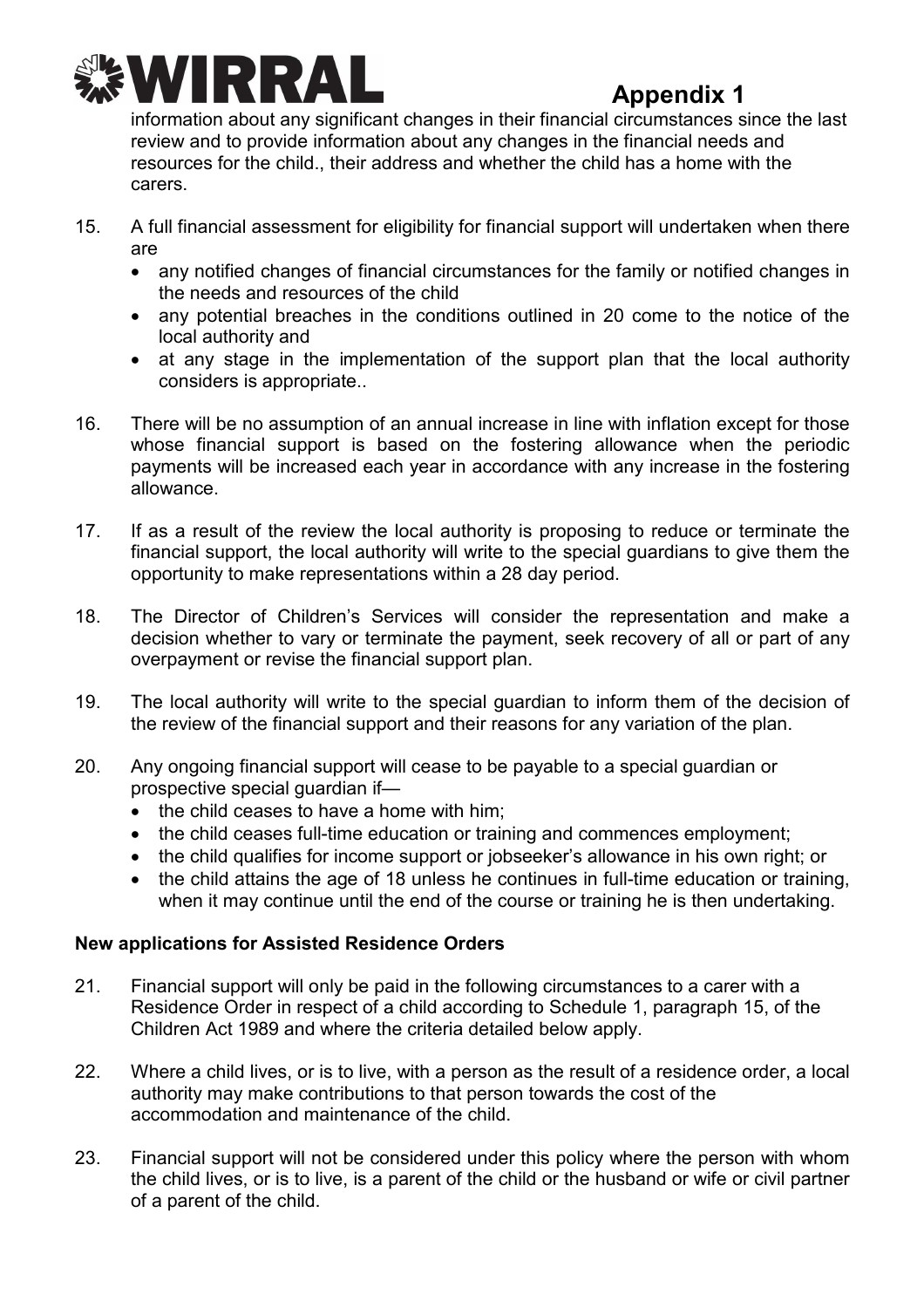information about any significant changes in their financial circumstances since the last review and to provide information about any changes in the financial needs and resources for the child., their address and whether the child has a home with the carers.

15. A full financial assessment for eligibility for financial support will undertaken when there are
    - any notified changes of financial circumstances for the family or notified changes in the needs and resources of the child
    - any potential breaches in the conditions outlined in 20 come to the notice of the local authority and
    - at any stage in the implementation of the support plan that the local authority considers is appropriate..

16. There will be no assumption of an annual increase in line with inflation except for those whose financial support is based on the fostering allowance when the periodic payments will be increased each year in accordance with any increase in the fostering allowance.

17. If as a result of the review the local authority is proposing to reduce or terminate the financial support, the local authority will write to the special guardians to give them the opportunity to make representations within a 28 day period.

18. The Director of Children's Services will consider the representation and make a decision whether to vary or terminate the payment, seek recovery of all or part of any overpayment or revise the financial support plan.

19. The local authority will write to the special guardian to inform them of the decision of the review of the financial support and their reasons for any variation of the plan.

20. Any ongoing financial support will cease to be payable to a special guardian or prospective special guardian if—
    - the child ceases to have a home with him;
    - the child ceases full-time education or training and commences employment;
    - the child qualifies for income support or jobseeker's allowance in his own right; or
    - the child attains the age of 18 unless he continues in full-time education or training, when it may continue until the end of the course or training he is then undertaking.

**New applications for Assisted Residence Orders**

21. Financial support will only be paid in the following circumstances to a carer with a Residence Order in respect of a child according to Schedule 1, paragraph 15, of the Children Act 1989 and where the criteria detailed below apply.

22. Where a child lives, or is to live, with a person as the result of a residence order, a local authority may make contributions to that person towards the cost of the accommodation and maintenance of the child.

23. Financial support will not be considered under this policy where the person with whom the child lives, or is to live, is a parent of the child or the husband or wife or civil partner of a parent of the child.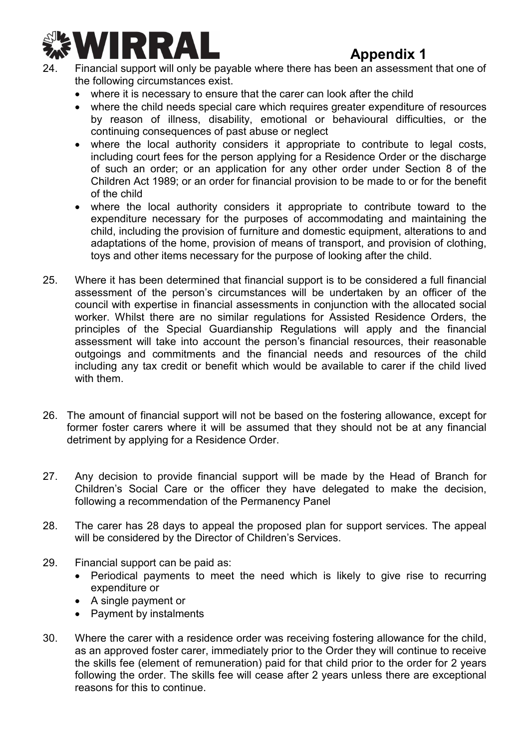24. Financial support will only be payable where there has been an assessment that one of the following circumstances exist.
    - where it is necessary to ensure that the carer can look after the child
    - where the child needs special care which requires greater expenditure of resources by reason of illness, disability, emotional or behavioural difficulties, or the continuing consequences of past abuse or neglect
    - where the local authority considers it appropriate to contribute to legal costs, including court fees for the person applying for a Residence Order or the discharge of such an order; or an application for any other order under Section 8 of the Children Act 1989; or an order for financial provision to be made to or for the benefit of the child
    - where the local authority considers it appropriate to contribute toward to the expenditure necessary for the purposes of accommodating and maintaining the child, including the provision of furniture and domestic equipment, alterations to and adaptations of the home, provision of means of transport, and provision of clothing, toys and other items necessary for the purpose of looking after the child.

25. Where it has been determined that financial support is to be considered a full financial assessment of the person's circumstances will be undertaken by an officer of the council with expertise in financial assessments in conjunction with the allocated social worker. Whilst there are no similar regulations for Assisted Residence Orders, the principles of the Special Guardianship Regulations will apply and the financial assessment will take into account the person's financial resources, their reasonable outgoings and commitments and the financial needs and resources of the child including any tax credit or benefit which would be available to carer if the child lived with them.

26. The amount of financial support will not be based on the fostering allowance, except for former foster carers where it will be assumed that they should not be at any financial detriment by applying for a Residence Order.

27. Any decision to provide financial support will be made by the Head of Branch for Children's Social Care or the officer they have delegated to make the decision, following a recommendation of the Permanency Panel

28. The carer has 28 days to appeal the proposed plan for support services. The appeal will be considered by the Director of Children's Services.

29. Financial support can be paid as:
    - Periodical payments to meet the need which is likely to give rise to recurring expenditure or
    - A single payment or
    - Payment by instalments

30. Where the carer with a residence order was receiving fostering allowance for the child, as an approved foster carer, immediately prior to the Order they will continue to receive the skills fee (element of remuneration) paid for that child prior to the order for 2 years following the order. The skills fee will cease after 2 years unless there are exceptional reasons for this to continue.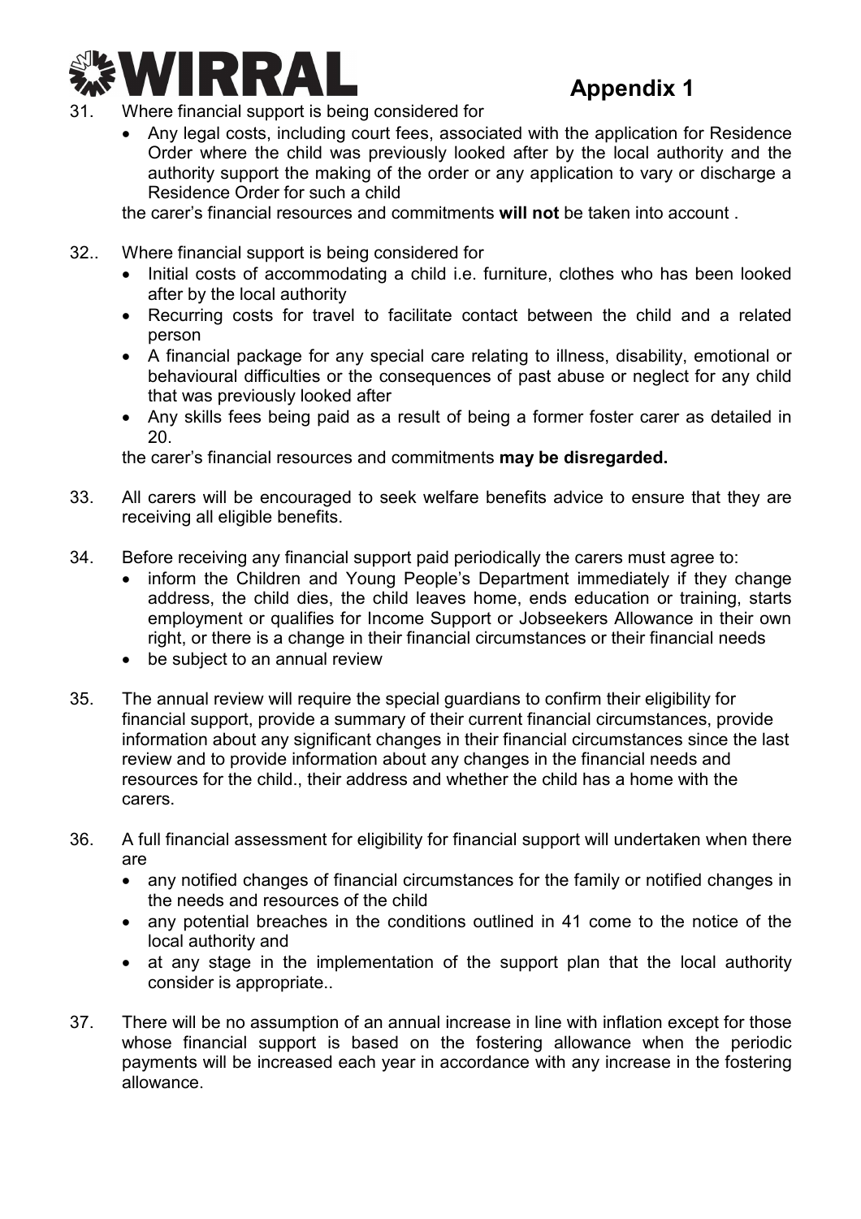## Appendix 1

31. Where financial support is being considered for
    - Any legal costs, including court fees, associated with the application for Residence Order where the child was previously looked after by the local authority and the authority support the making of the order or any application to vary or discharge a Residence Order for such a child

    the carer's financial resources and commitments **will not** be taken into account .

32.. Where financial support is being considered for
    - Initial costs of accommodating a child i.e. furniture, clothes who has been looked after by the local authority
    - Recurring costs for travel to facilitate contact between the child and a related person
    - A financial package for any special care relating to illness, disability, emotional or behavioural difficulties or the consequences of past abuse or neglect for any child that was previously looked after
    - Any skills fees being paid as a result of being a former foster carer as detailed in 20.

    the carer's financial resources and commitments **may be disregarded.**

33. All carers will be encouraged to seek welfare benefits advice to ensure that they are receiving all eligible benefits.

34. Before receiving any financial support paid periodically the carers must agree to:
    - inform the Children and Young People's Department immediately if they change address, the child dies, the child leaves home, ends education or training, starts employment or qualifies for Income Support or Jobseekers Allowance in their own right, or there is a change in their financial circumstances or their financial needs
    - be subject to an annual review

35. The annual review will require the special guardians to confirm their eligibility for financial support, provide a summary of their current financial circumstances, provide information about any significant changes in their financial circumstances since the last review and to provide information about any changes in the financial needs and resources for the child., their address and whether the child has a home with the carers.

36. A full financial assessment for eligibility for financial support will undertaken when there are
    - any notified changes of financial circumstances for the family or notified changes in the needs and resources of the child
    - any potential breaches in the conditions outlined in 41 come to the notice of the local authority and
    - at any stage in the implementation of the support plan that the local authority consider is appropriate..

37. There will be no assumption of an annual increase in line with inflation except for those whose financial support is based on the fostering allowance when the periodic payments will be increased each year in accordance with any increase in the fostering allowance.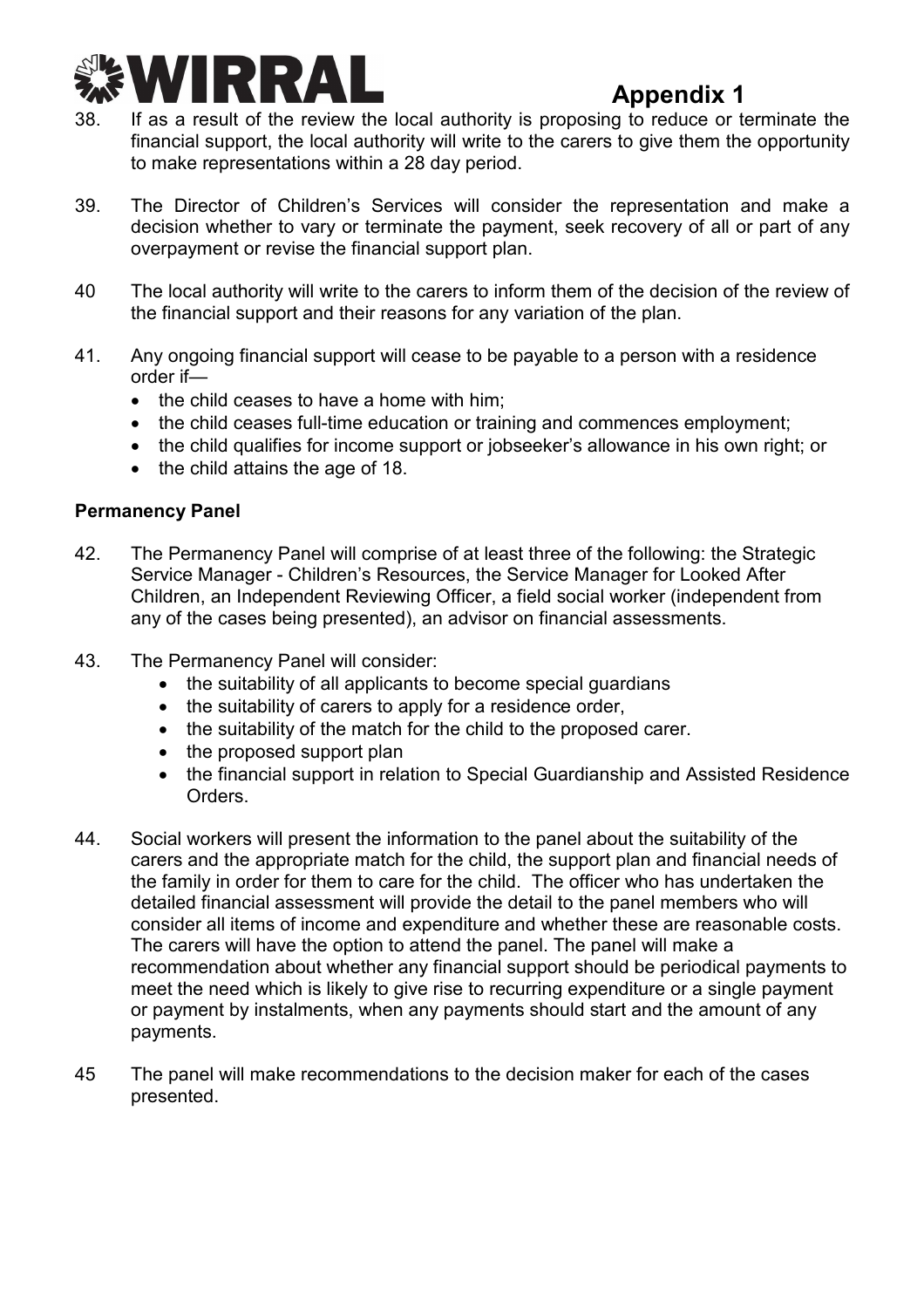38. If as a result of the review the local authority is proposing to reduce or terminate the financial support, the local authority will write to the carers to give them the opportunity to make representations within a 28 day period.

39. The Director of Children's Services will consider the representation and make a decision whether to vary or terminate the payment, seek recovery of all or part of any overpayment or revise the financial support plan.

40 The local authority will write to the carers to inform them of the decision of the review of the financial support and their reasons for any variation of the plan.

41. Any ongoing financial support will cease to be payable to a person with a residence order if—
    - the child ceases to have a home with him;
    - the child ceases full-time education or training and commences employment;
    - the child qualifies for income support or jobseeker's allowance in his own right; or
    - the child attains the age of 18.

**Permanency Panel**

42. The Permanency Panel will comprise of at least three of the following: the Strategic Service Manager - Children's Resources, the Service Manager for Looked After Children, an Independent Reviewing Officer, a field social worker (independent from any of the cases being presented), an advisor on financial assessments.

43. The Permanency Panel will consider:
    - the suitability of all applicants to become special guardians
    - the suitability of carers to apply for a residence order,
    - the suitability of the match for the child to the proposed carer.
    - the proposed support plan
    - the financial support in relation to Special Guardianship and Assisted Residence Orders.

44. Social workers will present the information to the panel about the suitability of the carers and the appropriate match for the child, the support plan and financial needs of the family in order for them to care for the child. The officer who has undertaken the detailed financial assessment will provide the detail to the panel members who will consider all items of income and expenditure and whether these are reasonable costs. The carers will have the option to attend the panel. The panel will make a recommendation about whether any financial support should be periodical payments to meet the need which is likely to give rise to recurring expenditure or a single payment or payment by instalments, when any payments should start and the amount of any payments.

45 The panel will make recommendations to the decision maker for each of the cases presented.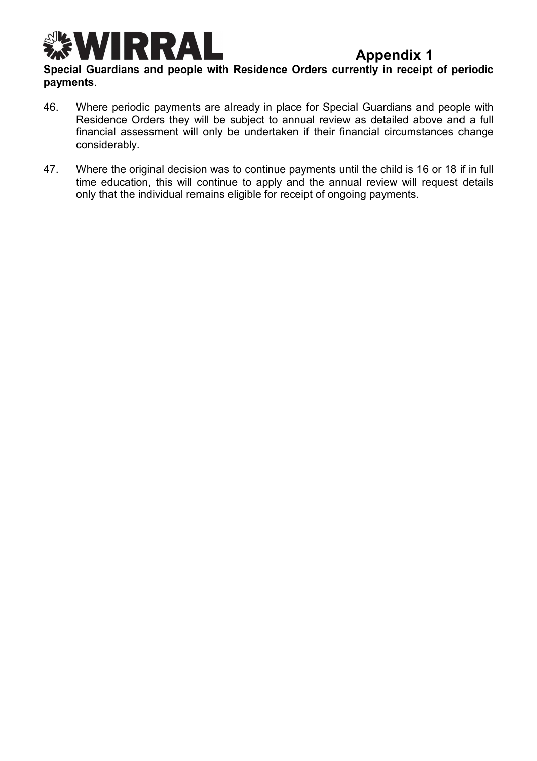**WIRRAL**

**Appendix 1**

**Special Guardians and people with Residence Orders currently in receipt of periodic payments**.

46. Where periodic payments are already in place for Special Guardians and people with Residence Orders they will be subject to annual review as detailed above and a full financial assessment will only be undertaken if their financial circumstances change considerably.

47. Where the original decision was to continue payments until the child is 16 or 18 if in full time education, this will continue to apply and the annual review will request details only that the individual remains eligible for receipt of ongoing payments.